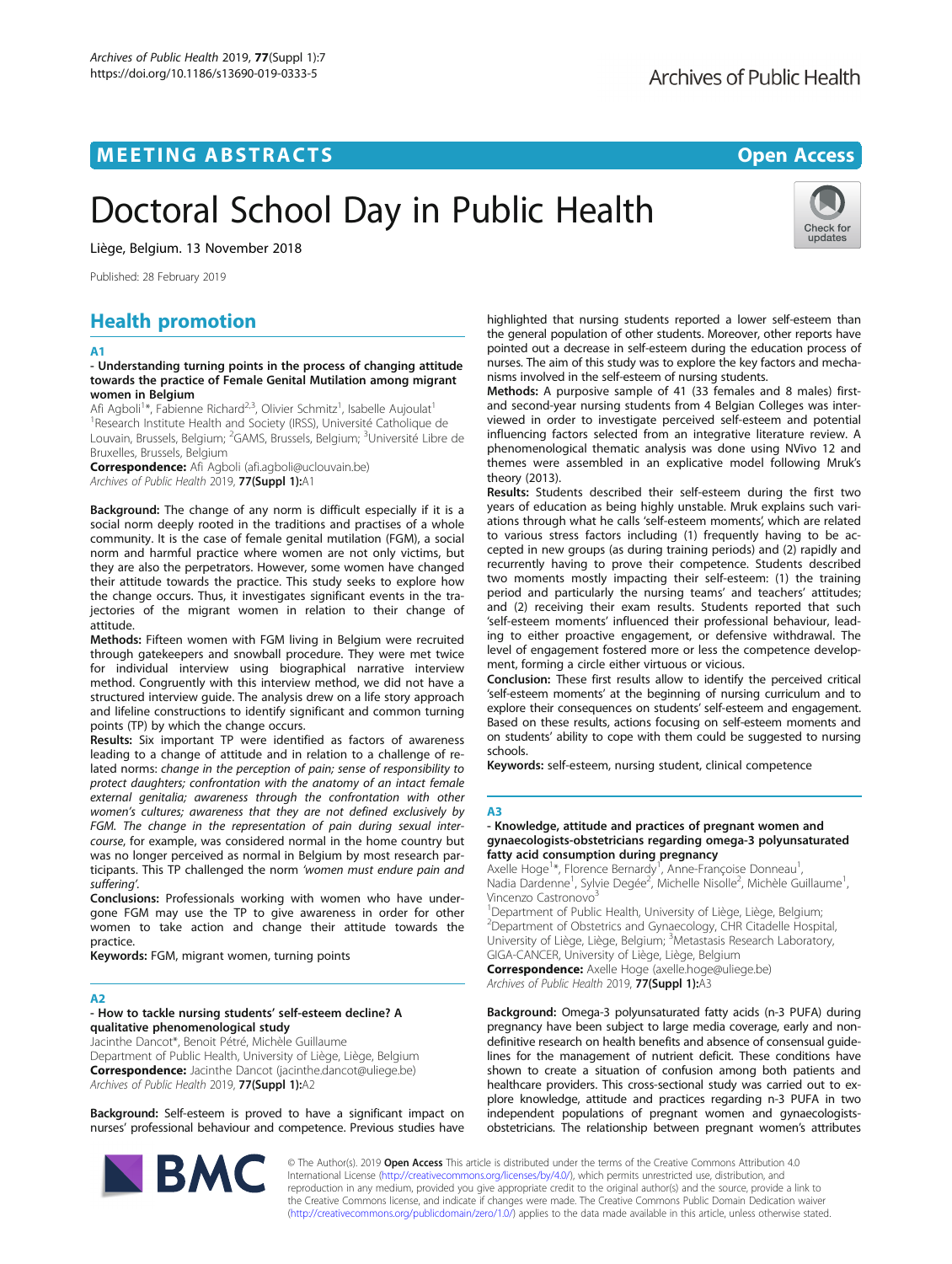MEETING ABSTRACTS

Open Access

# Doctoral School Day in Public Health

Liège, Belgium. 13 November 2018

Published: 28 February 2019

## Health promotion

### A1

### - Understanding turning points in the process of changing attitude towards the practice of Female Genital Mutilation among migrant women in Belgium

Afi Agboli[1]*, Fabienne Richard[2,3], Olivier Schmitz[1], Isabelle Aujoulat[1]

[1]Research Institute Health and Society (IRSS), Université Catholique de Louvain, Brussels, Belgium; [2]GAMS, Brussels, Belgium; [3]Université Libre de Bruxelles, Brussels, Belgium

**Correspondence:** Afi Agboli (afi.agboli@uclouvain.be)

*Archives of Public Health* 2019, **77(Suppl 1):**A1

**Background:** The change of any norm is difficult especially if it is a social norm deeply rooted in the traditions and practises of a whole community. It is the case of female genital mutilation (FGM), a social norm and harmful practice where women are not only victims, but they are also the perpetrators. However, some women have changed their attitude towards the practice. This study seeks to explore how the change occurs. Thus, it investigates significant events in the trajectories of the migrant women in relation to their change of attitude.

**Methods:** Fifteen women with FGM living in Belgium were recruited through gatekeepers and snowball procedure. They were met twice for individual interview using biographical narrative interview method. Congruently with this interview method, we did not have a structured interview guide. The analysis drew on a life story approach and lifeline constructions to identify significant and common turning points (TP) by which the change occurs.

**Results:** Six important TP were identified as factors of awareness leading to a change of attitude and in relation to a challenge of related norms: *change in the perception of pain; sense of responsibility to protect daughters; confrontation with the anatomy of an intact female external genitalia; awareness through the confrontation with other women's cultures; awareness that they are not defined exclusively by FGM. The change in the representation of pain during sexual intercourse*, for example, was considered normal in the home country but was no longer perceived as normal in Belgium by most research participants. This TP challenged the norm *'women must endure pain and suffering'*.

**Conclusions:** Professionals working with women who have undergone FGM may use the TP to give awareness in order for other women to take action and change their attitude towards the practice.

**Keywords:** FGM, migrant women, turning points

### A2

### - How to tackle nursing students' self-esteem decline? A qualitative phenomenological study

Jacinthe Dancot*, Benoit Pétré, Michèle Guillaume

Department of Public Health, University of Liège, Liège, Belgium

**Correspondence:** Jacinthe Dancot (jacinthe.dancot@uliege.be)

*Archives of Public Health* 2019, **77(Suppl 1):**A2

**Background:** Self-esteem is proved to have a significant impact on nurses' professional behaviour and competence. Previous studies have highlighted that nursing students reported a lower self-esteem than the general population of other students. Moreover, other reports have pointed out a decrease in self-esteem during the education process of nurses. The aim of this study was to explore the key factors and mechanisms involved in the self-esteem of nursing students.

**Methods:** A purposive sample of 41 (33 females and 8 males) first- and second-year nursing students from 4 Belgian Colleges was interviewed in order to investigate perceived self-esteem and potential influencing factors selected from an integrative literature review. A phenomenological thematic analysis was done using NVivo 12 and themes were assembled in an explicative model following Mruk's theory (2013).

**Results:** Students described their self-esteem during the first two years of education as being highly unstable. Mruk explains such variations through what he calls 'self-esteem moments', which are related to various stress factors including (1) frequently having to be accepted in new groups (as during training periods) and (2) rapidly and recurrently having to prove their competence. Students described two moments mostly impacting their self-esteem: (1) the training period and particularly the nursing teams' and teachers' attitudes; and (2) receiving their exam results. Students reported that such 'self-esteem moments' influenced their professional behaviour, leading to either proactive engagement, or defensive withdrawal. The level of engagement fostered more or less the competence development, forming a circle either virtuous or vicious.

**Conclusion:** These first results allow to identify the perceived critical 'self-esteem moments' at the beginning of nursing curriculum and to explore their consequences on students' self-esteem and engagement. Based on these results, actions focusing on self-esteem moments and on students' ability to cope with them could be suggested to nursing schools.

**Keywords:** self-esteem, nursing student, clinical competence

### A3

### - Knowledge, attitude and practices of pregnant women and gynaecologists-obstetricians regarding omega-3 polyunsaturated fatty acid consumption during pregnancy

Axelle Hoge[1]*, Florence Bernardy[1], Anne-Françoise Donneau[1], Nadia Dardenne[1], Sylvie Degée[2], Michelle Nisolle[2], Michèle Guillaume[1], Vincenzo Castronovo[3]

[1]Department of Public Health, University of Liège, Liège, Belgium; [2]Department of Obstetrics and Gynaecology, CHR Citadelle Hospital, University of Liège, Liège, Belgium; [3]Metastasis Research Laboratory, GIGA-CANCER, University of Liège, Liège, Belgium

**Correspondence:** Axelle Hoge (axelle.hoge@uliege.be)

*Archives of Public Health* 2019, **77(Suppl 1):**A3

**Background:** Omega-3 polyunsaturated fatty acids (n-3 PUFA) during pregnancy have been subject to large media coverage, early and non-definitive research on health benefits and absence of consensual guidelines for the management of nutrient deficit. These conditions have shown to create a situation of confusion among both patients and healthcare providers. This cross-sectional study was carried out to explore knowledge, attitude and practices regarding n-3 PUFA in two independent populations of pregnant women and gynaecologists-obstetricians. The relationship between pregnant women's attributes

© The Author(s). 2019 **Open Access** This article is distributed under the terms of the Creative Commons Attribution 4.0 International License (http://creativecommons.org/licenses/by/4.0/), which permits unrestricted use, distribution, and reproduction in any medium, provided you give appropriate credit to the original author(s) and the source, provide a link to the Creative Commons license, and indicate if changes were made. The Creative Commons Public Domain Dedication waiver (http://creativecommons.org/publicdomain/zero/1.0/) applies to the data made available in this article, unless otherwise stated.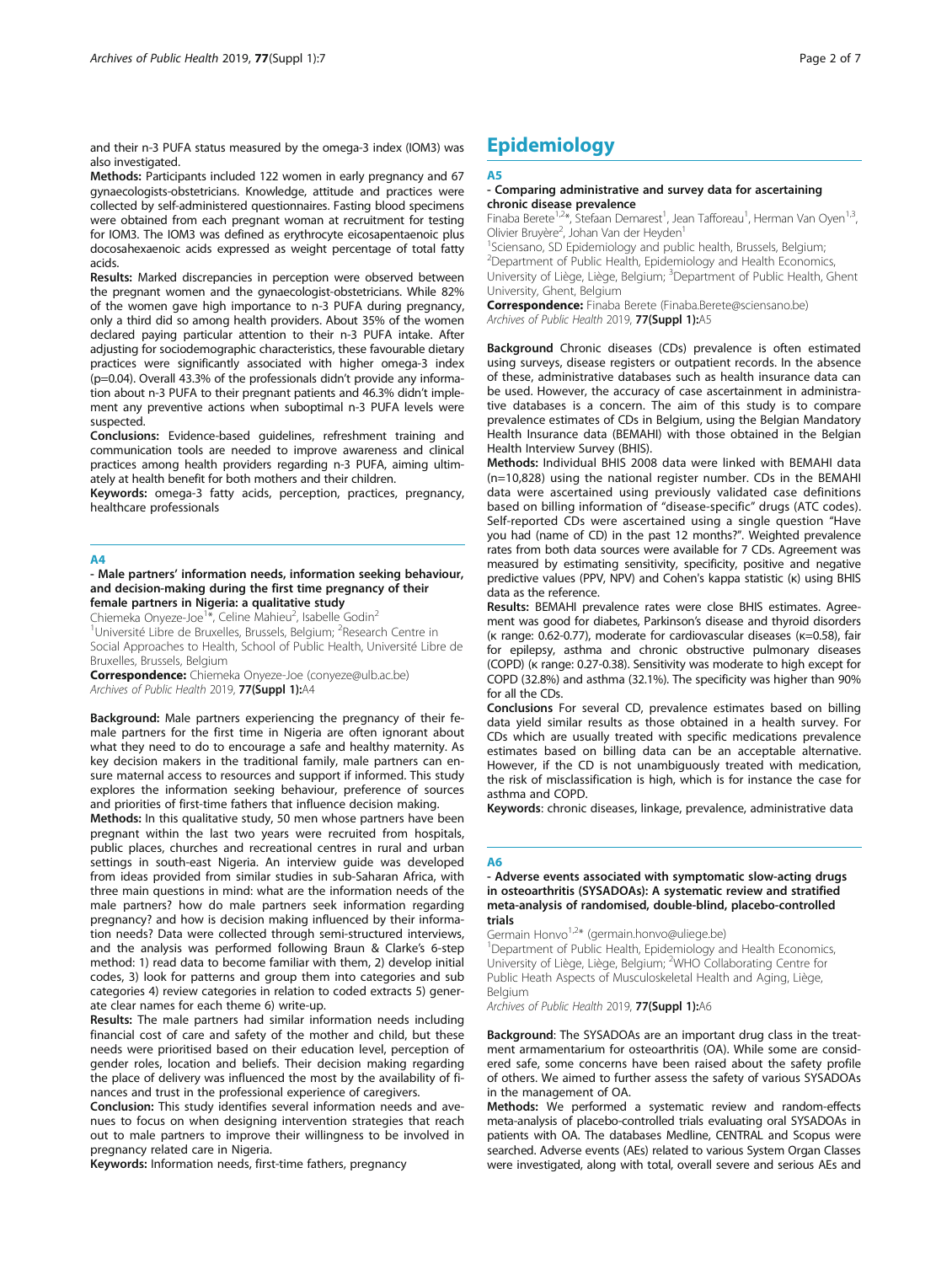and their n-3 PUFA status measured by the omega-3 index (IOM3) was also investigated.

**Methods:** Participants included 122 women in early pregnancy and 67 gynaecologists-obstetricians. Knowledge, attitude and practices were collected by self-administered questionnaires. Fasting blood specimens were obtained from each pregnant woman at recruitment for testing for IOM3. The IOM3 was defined as erythrocyte eicosapentaenoic plus docosahexaenoic acids expressed as weight percentage of total fatty acids.

**Results:** Marked discrepancies in perception were observed between the pregnant women and the gynaecologist-obstetricians. While 82% of the women gave high importance to n-3 PUFA during pregnancy, only a third did so among health providers. About 35% of the women declared paying particular attention to their n-3 PUFA intake. After adjusting for sociodemographic characteristics, these favourable dietary practices were significantly associated with higher omega-3 index ($p=0.04$). Overall 43.3% of the professionals didn't provide any information about n-3 PUFA to their pregnant patients and 46.3% didn't implement any preventive actions when suboptimal n-3 PUFA levels were suspected.

**Conclusions:** Evidence-based guidelines, refreshment training and communication tools are needed to improve awareness and clinical practices among health providers regarding n-3 PUFA, aiming ultimately at health benefit for both mothers and their children.

**Keywords:** omega-3 fatty acids, perception, practices, pregnancy, healthcare professionals

## A4

### - Male partners' information needs, information seeking behaviour, and decision-making during the first time pregnancy of their female partners in Nigeria: a qualitative study

Chiemeka Onyeze-Joe[1]*, Celine Mahieu[2], Isabelle Godin[2]

[1]Université Libre de Bruxelles, Brussels, Belgium; [2]Research Centre in Social Approaches to Health, School of Public Health, Université Libre de Bruxelles, Brussels, Belgium

**Correspondence:** Chiemeka Onyeze-Joe (conyeze@ulb.ac.be)

*Archives of Public Health* 2019, **77(Suppl 1):**A4

**Background:** Male partners experiencing the pregnancy of their female partners for the first time in Nigeria are often ignorant about what they need to do to encourage a safe and healthy maternity. As key decision makers in the traditional family, male partners can ensure maternal access to resources and support if informed. This study explores the information seeking behaviour, preference of sources and priorities of first-time fathers that influence decision making.

**Methods:** In this qualitative study, 50 men whose partners have been pregnant within the last two years were recruited from hospitals, public places, churches and recreational centres in rural and urban settings in south-east Nigeria. An interview guide was developed from ideas provided from similar studies in sub-Saharan Africa, with three main questions in mind: what are the information needs of the male partners? how do male partners seek information regarding pregnancy? and how is decision making influenced by their information needs? Data were collected through semi-structured interviews, and the analysis was performed following Braun & Clarke's 6-step method: 1) read data to become familiar with them, 2) develop initial codes, 3) look for patterns and group them into categories and sub categories 4) review categories in relation to coded extracts 5) generate clear names for each theme 6) write-up.

**Results:** The male partners had similar information needs including financial cost of care and safety of the mother and child, but these needs were prioritised based on their education level, perception of gender roles, location and beliefs. Their decision making regarding the place of delivery was influenced the most by the availability of finances and trust in the professional experience of caregivers.

**Conclusion:** This study identifies several information needs and avenues to focus on when designing intervention strategies that reach out to male partners to improve their willingness to be involved in pregnancy related care in Nigeria.

**Keywords:** Information needs, first-time fathers, pregnancy

# Epidemiology

## A5

### - Comparing administrative and survey data for ascertaining chronic disease prevalence

Finaba Berete[1,2]*, Stefaan Demarest[1], Jean Tafforeau[1], Herman Van Oyen[1,3], Olivier Bruyère[2], Johan Van der Heyden[1]

[1]Sciensano, SD Epidemiology and public health, Brussels, Belgium; [2]Department of Public Health, Epidemiology and Health Economics, University of Liège, Liège, Belgium; [3]Department of Public Health, Ghent University, Ghent, Belgium

**Correspondence:** Finaba Berete (Finaba.Berete@sciensano.be)

*Archives of Public Health* 2019, **77(Suppl 1):**A5

**Background** Chronic diseases (CDs) prevalence is often estimated using surveys, disease registers or outpatient records. In the absence of these, administrative databases such as health insurance data can be used. However, the accuracy of case ascertainment in administrative databases is a concern. The aim of this study is to compare prevalence estimates of CDs in Belgium, using the Belgian Mandatory Health Insurance data (BEMAHI) with those obtained in the Belgian Health Interview Survey (BHIS).

**Methods** Individual BHIS 2008 data were linked with BEMAHI data (n=10,828) using the national register number. CDs in the BEMAHI data were ascertained using previously validated case definitions based on billing information of "disease-specific" drugs (ATC codes). Self-reported CDs were ascertained using a single question "Have you had (name of CD) in the past 12 months?". Weighted prevalence rates from both data sources were available for 7 CDs. Agreement was measured by estimating sensitivity, specificity, positive and negative predictive values (PPV, NPV) and Cohen's kappa statistic (κ) using BHIS data as the reference.

**Results** BEMAHI prevalence rates were close BHIS estimates. Agreement was good for diabetes, Parkinson's disease and thyroid disorders (κ range: 0.62-0.77), moderate for cardiovascular diseases (κ=0.58), fair for epilepsy, asthma and chronic obstructive pulmonary diseases (COPD) (κ range: 0.27-0.38). Sensitivity was moderate to high except for COPD (32.8%) and asthma (32.1%). The specificity was higher than 90% for all the CDs.

**Conclusions** For several CD, prevalence estimates based on billing data yield similar results as those obtained in a health survey. For CDs which are usually treated with specific medications prevalence estimates based on billing data can be an acceptable alternative. However, if the CD is not unambiguously treated with medication, the risk of misclassification is high, which is for instance the case for asthma and COPD.

**Keywords**: chronic diseases, linkage, prevalence, administrative data

## A6

### - Adverse events associated with symptomatic slow-acting drugs in osteoarthritis (SYSADOAs): A systematic review and stratified meta-analysis of randomised, double-blind, placebo-controlled trials

Germain Honvo[1,2]* (germain.honvo@uliege.be)

[1]Department of Public Health, Epidemiology and Health Economics, University of Liège, Liège, Belgium; [2]WHO Collaborating Centre for Public Heath Aspects of Musculoskeletal Health and Aging, Liège, Belgium

*Archives of Public Health* 2019, **77(Suppl 1):**A6

**Background**: The SYSADOAs are an important drug class in the treatment armamentarium for osteoarthritis (OA). While some are considered safe, some concerns have been raised about the safety profile of others. We aimed to further assess the safety of various SYSADOAs in the management of OA.

**Methods:** We performed a systematic review and random-effects meta-analysis of placebo-controlled trials evaluating oral SYSADOAs in patients with OA. The databases Medline, CENTRAL and Scopus were searched. Adverse events (AEs) related to various System Organ Classes were investigated, along with total, overall severe and serious AEs and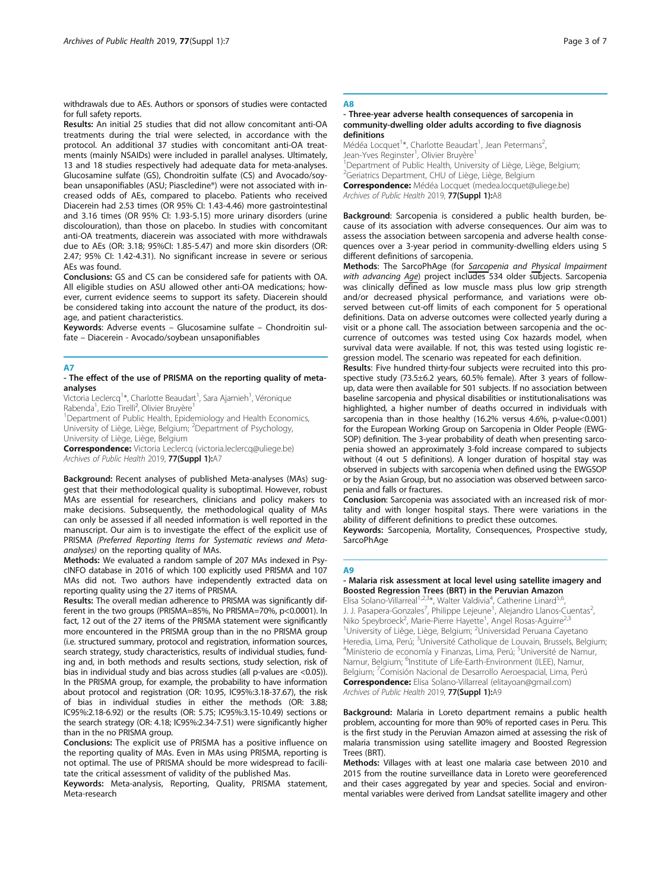withdrawals due to AEs. Authors or sponsors of studies were contacted for full safety reports.

**Results:** An initial 25 studies that did not allow concomitant anti-OA treatments during the trial were selected, in accordance with the protocol. An additional 37 studies with concomitant anti-OA treatments (mainly NSAIDs) were included in parallel analyses. Ultimately, 13 and 18 studies respectively had adequate data for meta-analyses. Glucosamine sulfate (GS), Chondroitin sulfate (CS) and Avocado/soybean unsaponifiables (ASU; Piascledine®) were not associated with increased odds of AEs, compared to placebo. Patients who received Diacerein had 2.53 times (OR 95% CI: 1.43-4.46) more gastrointestinal and 3.16 times (OR 95% CI: 1.93-5.15) more urinary disorders (urine discolouration), than those on placebo. In studies with concomitant anti-OA treatments, diacerein was associated with more withdrawals due to AEs (OR: 3.18; 95%CI: 1.85-5.47) and more skin disorders (OR: 2.47; 95% CI: 1.42-4.31). No significant increase in severe or serious AEs was found.

**Conclusions:** GS and CS can be considered safe for patients with OA. All eligible studies on ASU allowed other anti-OA medications; however, current evidence seems to support its safety. Diacerein should be considered taking into account the nature of the product, its dosage, and patient characteristics.

**Keywords**: Adverse events – Glucosamine sulfate – Chondroitin sulfate – Diacerein - Avocado/soybean unsaponifiables

## A7

### - The effect of the use of PRISMA on the reporting quality of meta-analyses

Victoria Leclercq[1]*, Charlotte Beaudart[1], Sara Ajamieh[1], Véronique Rabenda[1], Ezio Tirelli[2], Olivier Bruyère[1]

[1]Department of Public Health, Epidemiology and Health Economics, University of Liège, Liège, Belgium; [2]Department of Psychology, University of Liège, Liège, Belgium

**Correspondence:** Victoria Leclercq (victoria.leclercq@uliege.be)
*Archives of Public Health* 2019, **77(Suppl 1):**A7

**Background:** Recent analyses of published Meta-analyses (MAs) suggest that their methodological quality is suboptimal. However, robust MAs are essential for researchers, clinicians and policy makers to make decisions. Subsequently, the methodological quality of MAs can only be assessed if all needed information is well reported in the manuscript. Our aim is to investigate the effect of the explicit use of PRISMA *(Preferred Reporting Items for Systematic reviews and Meta-analyses)* on the reporting quality of MAs.

**Methods:** We evaluated a random sample of 207 MAs indexed in PsycINFO database in 2016 of which 100 explicitly used PRISMA and 107 MAs did not. Two authors have independently extracted data on reporting quality using the 27 items of PRISMA.

**Results:** The overall median adherence to PRISMA was significantly different in the two groups (PRISMA=85%, No PRISMA=70%, p<0.0001). In fact, 12 out of the 27 items of the PRISMA statement were significantly more encountered in the PRISMA group than in the no PRISMA group (i.e. structured summary, protocol and registration, information sources, search strategy, study characteristics, results of individual studies, funding and, in both methods and results sections, study selection, risk of bias in individual study and bias across studies (all p-values are <0.05)). In the PRISMA group, for example, the probability to have information about protocol and registration (OR: 10.95, IC95%:3.18-37.67), the risk of bias in individual studies in either the methods (OR: 3.88; IC95%:2.18-6.92) or the results (OR: 5.75; IC95%:3.15-10.49) sections or the search strategy (OR: 4.18; IC95%:2.34-7.51) were significantly higher than in the no PRISMA group.

**Conclusions:** The explicit use of PRISMA has a positive influence on the reporting quality of MAs. Even in MAs using PRISMA, reporting is not optimal. The use of PRISMA should be more widespread to facilitate the critical assessment of validity of the published Mas.

**Keywords:** Meta-analysis, Reporting, Quality, PRISMA statement, Meta-research

## A8

### - Three-year adverse health consequences of sarcopenia in community-dwelling older adults according to five diagnosis definitions

Médéa Locquet[1]*, Charlotte Beaudart[1], Jean Petermans[2], Jean-Yves Reginster[1], Olivier Bruyère[1]

[1]Department of Public Health, University of Liège, Liège, Belgium; [2]Geriatrics Department, CHU of Liège, Liège, Belgium

**Correspondence:** Médéa Locquet (medea.locquet@uliege.be)
*Archives of Public Health* 2019, **77(Suppl 1):**A8

**Background**: Sarcopenia is considered a public health burden, because of its association with adverse consequences. Our aim was to assess the association between sarcopenia and adverse health consequences over a 3-year period in community-dwelling elders using 5 different definitions of sarcopenia.

**Methods**: The SarcoPhAge (for *Sarcopenia and Physical Impairment with advancing Age*) project includes 534 older subjects. Sarcopenia was clinically defined as low muscle mass plus low grip strength and/or decreased physical performance, and variations were observed between cut-off limits of each component for 5 operational definitions. Data on adverse outcomes were collected yearly during a visit or a phone call. The association between sarcopenia and the occurrence of outcomes was tested using Cox hazards model, when survival data were available. If not, this was tested using logistic regression model. The scenario was repeated for each definition.

**Results**: Five hundred thirty-four subjects were recruited into this prospective study (73.5±6.2 years, 60.5% female). After 3 years of follow-up, data were then available for 501 subjects. If no association between baseline sarcopenia and physical disabilities or institutionalisations was highlighted, a higher number of deaths occurred in individuals with sarcopenia than in those healthy (16.2% versus 4.6%, p-value<0.001) for the European Working Group on Sarcopenia in Older People (EWGSOP) definition. The 3-year probability of death when presenting sarcopenia showed an approximately 3-fold increase compared to subjects without (4 out 5 definitions). A longer duration of hospital stay was observed in subjects with sarcopenia when defined using the EWGSOP or by the Asian Group, but no association was observed between sarcopenia and falls or fractures.

**Conclusion**: Sarcopenia was associated with an increased risk of mortality and with longer hospital stays. There were variations in the ability of different definitions to predict these outcomes.

**Keywords**: Sarcopenia, Mortality, Consequences, Prospective study, SarcoPhAge

## A9

### - Malaria risk assessment at local level using satellite imagery and Boosted Regression Trees (BRT) in the Peruvian Amazon

Elisa Solano-Villarreal[1,2,3]*, Walter Valdivia[4], Catherine Linard[5,6], J. J. Pasapera-Gonzales[7], Philippe Lejeune[1], Alejandro Llanos-Cuentas[2], Niko Speybroeck[2], Marie-Pierre Hayette[1], Angel Rosas-Aguirre[2,3]

[1]University of Liège, Liège, Belgium; [2]Universidad Peruana Cayetano Heredia, Lima, Perú; [3]Université Catholique de Louvain, Brussels, Belgium; [4]Ministerio de economía y Finanzas, Lima, Perú; [5]Université de Namur, Namur, Belgium; [6]Institute of Life-Earth-Environment (ILEE), Namur, Belgium; [7]Comisión Nacional de Desarrollo Aeroespacial, Lima, Perú

**Correspondence:** Elisa Solano-Villarreal (elitayoan@gmail.com)
*Archives of Public Health* 2019, **77(Suppl 1):**A9

**Background:** Malaria in Loreto department remains a public health problem, accounting for more than 90% of reported cases in Peru. This is the first study in the Peruvian Amazon aimed at assessing the risk of malaria transmission using satellite imagery and Boosted Regression Trees (BRT).

**Methods:** Villages with at least one malaria case between 2010 and 2015 from the routine surveillance data in Loreto were georeferenced and their cases aggregated by year and species. Social and environmental variables were derived from Landsat satellite imagery and other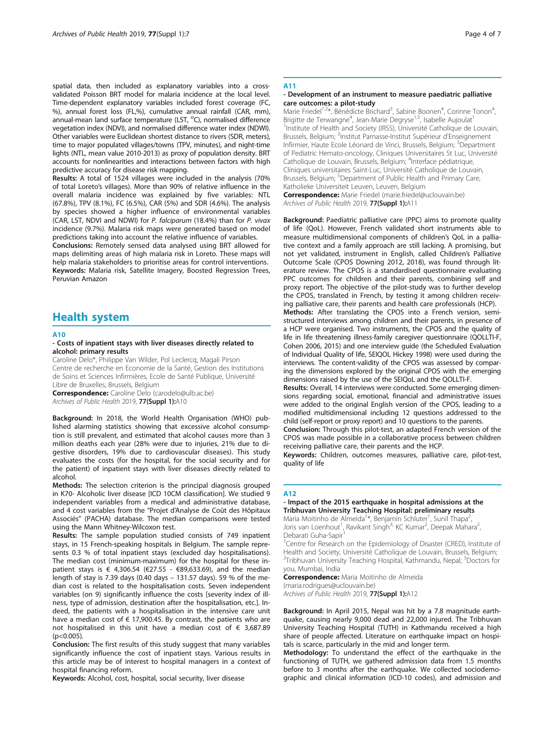spatial data, then included as explanatory variables into a cross-validated Poisson BRT model for malaria incidence at the local level. Time-dependent explanatory variables included forest coverage (FC, %), annual forest loss (FL,%), cumulative annual rainfall (CAR, mm), annual-mean land surface temperature (LST, °C), normalised difference vegetation index (NDVI), and normalised difference water index (NDWI). Other variables were Euclidean shortest distance to rivers (SDR, meters), time to major populated villages/towns (TPV, minutes), and night-time lights (NTL, mean value 2010-2013) as proxy of population density. BRT accounts for nonlinearities and interactions between factors with high predictive accuracy for disease risk mapping.

**Results:** A total of 1524 villages were included in the analysis (70% of total Loreto's villages). More than 90% of relative influence in the overall malaria incidence was explained by five variables: NTL (67.8%), TPV (8.1%), FC (6.5%), CAR (5%) and SDR (4.6%). The analysis by species showed a higher influence of environmental variables (CAR, LST, NDVI and NDWI) for *P. falciparum* (18.4%) than for *P. vivax* incidence (9.7%). Malaria risk maps were generated based on model predictions taking into account the relative influence of variables.

**Conclusions:** Remotely sensed data analysed using BRT allowed for maps delimiting areas of high malaria risk in Loreto. These maps will help malaria stakeholders to prioritise areas for control interventions.

**Keywords:** Malaria risk, Satellite Imagery, Boosted Regression Trees, Peruvian Amazon

# Health system

## A10

### - Costs of inpatient stays with liver diseases directly related to alcohol: primary results

Caroline Delo*, Philippe Van Wilder, Pol Leclercq, Magali Pirson

Centre de recherche en Economie de la Santé, Gestion des Institutions de Soins et Sciences Infirmières, Ecole de Santé Publique, Université Libre de Bruxelles, Brussels, Belgium

**Correspondence:** Caroline Delo (carodelo@ulb.ac.be)

*Archives of Public Health* 2019, **77(Suppl 1):**A10

**Background:** In 2018, the World Health Organisation (WHO) published alarming statistics showing that excessive alcohol consumption is still prevalent, and estimated that alcohol causes more than 3 million deaths each year (28% were due to injuries, 21% due to digestive disorders, 19% due to cardiovascular diseases). This study evaluates the costs (for the hospital, for the social security and for the patient) of inpatient stays with liver diseases directly related to alcohol.

**Methods:** The selection criterion is the principal diagnosis grouped in K70- Alcoholic liver disease [ICD 10CM classification]. We studied 9 independent variables from a medical and administrative database, and 4 cost variables from the "Projet d'Analyse de Coût des Hôpitaux Associés" (PACHA) database. The median comparisons were tested using the Mann Whitney-Wilcoxon test.

**Results:** The sample population studied consists of 749 inpatient stays, in 15 French-speaking hospitals in Belgium. The sample represents 0.3 % of total inpatient stays (excluded day hospitalisations). The median cost (minimum-maximum) for the hospital for these inpatient stays is € 4,306.54 (€27.55 - €89,633.69), and the median length of stay is 7.39 days (0.40 days – 131.57 days). 59 % of the median cost is related to the hospitalisation costs. Seven independent variables (on 9) significantly influence the costs [severity index of illness, type of admission, destination after the hospitalisation, etc.]. Indeed, the patients with a hospitalisation in the intensive care unit have a median cost of € 17,900.45. By contrast, the patients who are not hospitalised in this unit have a median cost of € 3,687.89 ($p<0.005$).

**Conclusion:** The first results of this study suggest that many variables significantly influence the cost of inpatient stays. Various results in this article may be of interest to hospital managers in a context of hospital financing reform.

**Keywords:** Alcohol, cost, hospital, social security, liver disease

## A11

### - Development of an instrument to measure paediatric palliative care outcomes: a pilot-study

Marie Friedel[1,2]*, Bénédicte Brichard[3], Sabine Boonen[4], Corinne Tonon[4], Brigitte de Terwangne[4], Jean-Marie Degryse[1,5], Isabelle Aujoulat[1]

[1]Institute of Health and Society (IRSS), Université Catholique de Louvain, Brussels, Belgium; [2]Institut Parnasse-Institut Supérieur d'Enseignement Infirmier, Haute Ecole Léonard de Vinci, Brussels, Belgium; [3]Department of Pediatric Hemato-oncology, Cliniques Universitaires St Luc, Université Catholique de Louvain, Brussels, Belgium; [4]Interface pédiatrique, Cliniques universitaires Saint-Luc, Université Catholique de Louvain, Brussels, Belgium; [5]Department of Public Health and Primary Care, Katholieke Universiteit Leuven, Leuven, Belgium

**Correspondence:** Marie Friedel (marie.friedel@uclouvain.be)

*Archives of Public Health* 2019, **77(Suppl 1):**A11

**Background:** Paediatric palliative care (PPC) aims to promote quality of life (QoL). However, French validated short instruments able to measure multidimensional components of children's QoL in a palliative context and a family approach are still lacking. A promising, but not yet validated, instrument in English, called Children's Palliative Outcome Scale (CPOS Downing 2012, 2018), was found through literature review. The CPOS is a standardised questionnaire evaluating PPC outcomes for children and their parents, combining self and proxy report. The objective of the pilot-study was to further develop the CPOS, translated in French, by testing it among children receiving palliative care, their parents and health care professionals (HCP).

**Methods:** After translating the CPOS into a French version, semi-structured interviews among children and their parents, in presence of a HCP were organised. Two instruments, the CPOS and the quality of life in life threatening illness-family caregiver questionnaire (QOLLTI-F, Cohen 2006, 2015) and one interview guide (the Scheduled Evaluation of Individual Quality of life, SEIQOL Hickey 1998) were used during the interviews. The content-validity of the CPOS was assessed by comparing the dimensions explored by the original CPOS with the emerging dimensions raised by the use of the SEIQoL and the QOLLTI-F.

**Results:** Overall, 14 interviews were conducted. Some emerging dimensions regarding social, emotional, financial and administrative issues were added to the original English version of the CPOS, leading to a modified multidimensional including 12 questions addressed to the child (self-report or proxy report) and 10 questions to the parents.

**Conclusion:** Through this pilot-test, an adapted French version of the CPOS was made possible in a collaborative process between children receiving palliative care, their parents and the HCP.

**Keywords:** Children, outcomes measures, palliative care, pilot-test, quality of life

## A12

### - Impact of the 2015 earthquake in hospital admissions at the Tribhuvan University Teaching Hospital: preliminary results

Maria Moitinho de Almeida[1]*, Benjamin Schluter[1], Sunil Thapa[2], Joris van Loenhout[1], Ravikant Singh[3], KC Kumar[2], Deepak Mahara[2], Debarati Guha-Sapir[1]

[1]Centre for Research on the Epidemiology of Disaster (CRED), Institute of Health and Society, Université Catholique de Louvain, Brussels, Belgium; [2]Tribhuvan University Teaching Hospital, Kathmandu, Nepal; [3]Doctors for you, Mumbai, India

**Correspondence:** Maria Moitinho de Almeida (maria.rodrigues@uclouvain.be)

*Archives of Public Health* 2019, **77(Suppl 1):**A12

**Background:** In April 2015, Nepal was hit by a 7.8 magnitude earthquake, causing nearly 9,000 dead and 22,000 injured. The Tribhuvan University Teaching Hospital (TUTH) in Kathmandu received a high share of people affected. Literature on earthquake impact on hospitals is scarce, particularly in the mid and longer term.

**Methodology:** To understand the effect of the earthquake in the functioning of TUTH, we gathered admission data from 1.5 months before to 3 months after the earthquake. We collected sociodemographic and clinical information (ICD-10 codes), and admission and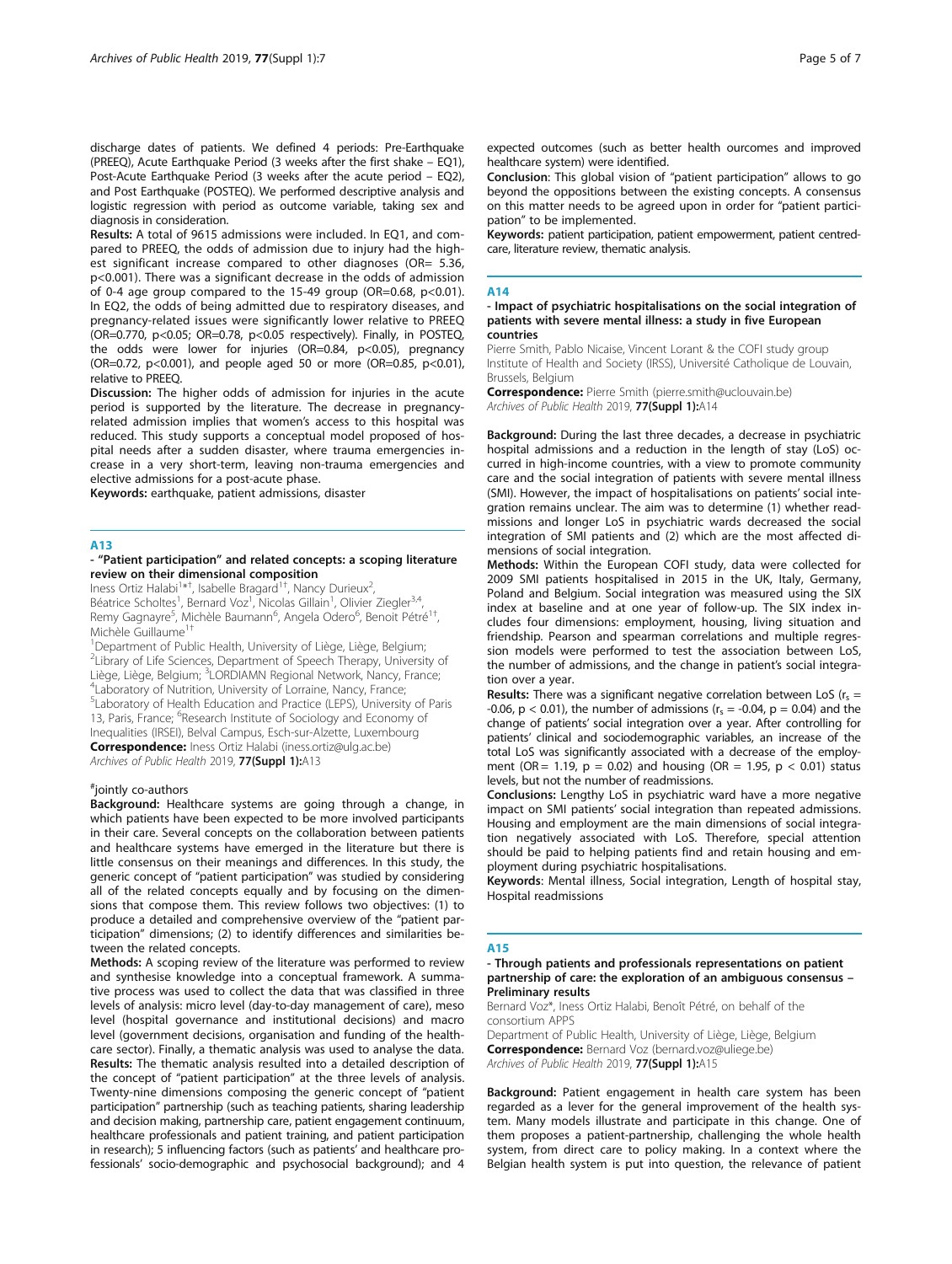discharge dates of patients. We defined 4 periods: Pre-Earthquake (PREEQ), Acute Earthquake Period (3 weeks after the first shake – EQ1), Post-Acute Earthquake Period (3 weeks after the acute period – EQ2), and Post Earthquake (POSTEQ). We performed descriptive analysis and logistic regression with period as outcome variable, taking sex and diagnosis in consideration.

**Results:** A total of 9615 admissions were included. In EQ1, and compared to PREEQ, the odds of admission due to injury had the highest significant increase compared to other diagnoses (OR= 5.36, $p<0.001$). There was a significant decrease in the odds of admission of 0-4 age group compared to the 15-49 group (OR=0.68, $p<0.01$). In EQ2, the odds of being admitted due to respiratory diseases, and pregnancy-related issues were significantly lower relative to PREEQ (OR=0.770, $p<0.05$; OR=0.78, $p<0.05$ respectively). Finally, in POSTEQ, the odds were lower for injuries (OR=0.84, $p<0.05$), pregnancy (OR=0.72, $p<0.001$), and people aged 50 or more (OR=0.85, $p<0.01$), relative to PREEQ.

**Discussion:** The higher odds of admission for injuries in the acute period is supported by the literature. The decrease in pregnancy-related admission implies that women's access to this hospital was reduced. This study supports a conceptual model proposed of hospital needs after a sudden disaster, where trauma emergencies increase in a very short-term, leaving non-trauma emergencies and elective admissions for a post-acute phase.

**Keywords:** earthquake, patient admissions, disaster

## A13

### - "Patient participation" and related concepts: a scoping literature review on their dimensional composition

Iness Ortiz Halabi[1*†], Isabelle Bragard[1†], Nancy Durieux[2], Béatrice Scholtes[1], Bernard Voz[1], Nicolas Gillain[1], Olivier Ziegler[3,4], Remy Gagnayre[5], Michèle Baumann[6], Angela Odero[6], Benoit Pétré[1†], Michèle Guillaume[1†]

[1]Department of Public Health, University of Liège, Liège, Belgium; [2]Library of Life Sciences, Department of Speech Therapy, University of Liège, Liège, Belgium; [3]LORDIAMN Regional Network, Nancy, France; [4]Laboratory of Nutrition, University of Lorraine, Nancy, France; [5]Laboratory of Health Education and Practice (LEPS), University of Paris 13, Paris, France; [6]Research Institute of Sociology and Economy of Inequalities (IRSEI), Belval Campus, Esch-sur-Alzette, Luxembourg

**Correspondence:** Iness Ortiz Halabi (iness.ortiz@ulg.ac.be)

*Archives of Public Health* 2019, **77(Suppl 1):**A13

[#]jointly co-authors

**Background:** Healthcare systems are going through a change, in which patients have been expected to be more involved participants in their care. Several concepts on the collaboration between patients and healthcare systems have emerged in the literature but there is little consensus on their meanings and differences. In this study, the generic concept of "patient participation" was studied by considering all of the related concepts equally and by focusing on the dimensions that compose them. This review follows two objectives: (1) to produce a detailed and comprehensive overview of the "patient participation" dimensions; (2) to identify differences and similarities between the related concepts.

**Methods:** A scoping review of the literature was performed to review and synthesise knowledge into a conceptual framework. A summative process was used to collect the data that was classified in three levels of analysis: micro level (day-to-day management of care), meso level (hospital governance and institutional decisions) and macro level (government decisions, organisation and funding of the healthcare sector). Finally, a thematic analysis was used to analyse the data.

**Results:** The thematic analysis resulted into a detailed description of the concept of "patient participation" at the three levels of analysis. Twenty-nine dimensions composing the generic concept of "patient participation" partnership (such as teaching patients, sharing leadership and decision making, partnership care, patient engagement continuum, healthcare professionals and patient training, and patient participation in research); 5 influencing factors (such as patients' and healthcare professionals' socio-demographic and psychosocial background); and 4 expected outcomes (such as better health ourcomes and improved healthcare system) were identified.

**Conclusion:** This global vision of "patient participation" allows to go beyond the oppositions between the existing concepts. A consensus on this matter needs to be agreed upon in order for "patient participation" to be implemented.

**Keywords:** patient participation, patient empowerment, patient centred-care, literature review, thematic analysis.

## A14

### - Impact of psychiatric hospitalisations on the social integration of patients with severe mental illness: a study in five European countries

Pierre Smith, Pablo Nicaise, Vincent Lorant & the COFI study group

Institute of Health and Society (IRSS), Université Catholique de Louvain, Brussels, Belgium

**Correspondence:** Pierre Smith (pierre.smith@uclouvain.be)

*Archives of Public Health* 2019, **77(Suppl 1):**A14

**Background:** During the last three decades, a decrease in psychiatric hospital admissions and a reduction in the length of stay (LoS) occurred in high-income countries, with a view to promote community care and the social integration of patients with severe mental illness (SMI). However, the impact of hospitalisations on patients' social integration remains unclear. The aim was to determine (1) whether readmissions and longer LoS in psychiatric wards decreased the social integration of SMI patients and (2) which are the most affected dimensions of social integration.

**Methods:** Within the European COFI study, data were collected for 2009 SMI patients hospitalised in 2015 in the UK, Italy, Germany, Poland and Belgium. Social integration was measured using the SIX index at baseline and at one year of follow-up. The SIX index includes four dimensions: employment, housing, living situation and friendship. Pearson and spearman correlations and multiple regression models were performed to test the association between LoS, the number of admissions, and the change in patient's social integration over a year.

**Results:** There was a significant negative correlation between LoS ($r_s$ = -0.06, $p < 0.01$), the number of admissions ($r_s$ = -0.04, $p = 0.04$) and the change of patients' social integration over a year. After controlling for patients' clinical and sociodemographic variables, an increase of the total LoS was significantly associated with a decrease of the employment (OR = 1.19, $p = 0.02$) and housing (OR = 1.95, $p < 0.01$) status levels, but not the number of readmissions.

**Conclusions:** Lengthy LoS in psychiatric ward have a more negative impact on SMI patients' social integration than repeated admissions. Housing and employment are the main dimensions of social integration negatively associated with LoS. Therefore, special attention should be paid to helping patients find and retain housing and employment during psychiatric hospitalisations.

**Keywords**: Mental illness, Social integration, Length of hospital stay, Hospital readmissions

## A15

### - Through patients and professionals representations on patient partnership of care: the exploration of an ambiguous consensus – Preliminary results

Bernard Voz*, Iness Ortiz Halabi, Benoît Pétré, on behalf of the consortium APPS

Department of Public Health, University of Liège, Liège, Belgium

**Correspondence:** Bernard Voz (bernard.voz@uliege.be)

*Archives of Public Health* 2019, **77(Suppl 1):**A15

**Background:** Patient engagement in health care system has been regarded as a lever for the general improvement of the health system. Many models illustrate and participate in this change. One of them proposes a patient-partnership, challenging the whole health system, from direct care to policy making. In a context where the Belgian health system is put into question, the relevance of patient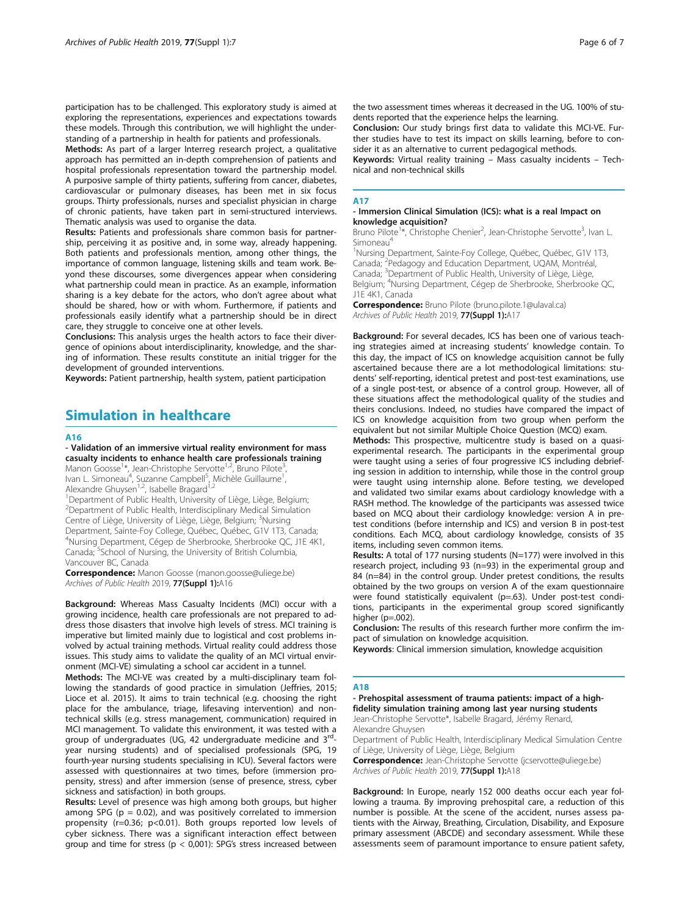participation has to be challenged. This exploratory study is aimed at exploring the representations, experiences and expectations towards these models. Through this contribution, we will highlight the understanding of a partnership in health for patients and professionals.

**Methods:** As part of a larger Interreg research project, a qualitative approach has permitted an in-depth comprehension of patients and hospital professionals representation toward the partnership model. A purposive sample of thirty patients, suffering from cancer, diabetes, cardiovascular or pulmonary diseases, has been met in six focus groups. Thirty professionals, nurses and specialist physician in charge of chronic patients, have taken part in semi-structured interviews. Thematic analysis was used to organise the data.

**Results:** Patients and professionals share common basis for partnership, perceiving it as positive and, in some way, already happening. Both patients and professionals mention, among other things, the importance of common language, listening skills and team work. Beyond these discourses, some divergences appear when considering what partnership could mean in practice. As an example, information sharing is a key debate for the actors, who don't agree about what should be shared, how or with whom. Furthermore, if patients and professionals easily identify what a partnership should be in direct care, they struggle to conceive one at other levels.

**Conclusions:** This analysis urges the health actors to face their divergence of opinions about interdisciplinarity, knowledge, and the sharing of information. These results constitute an initial trigger for the development of grounded interventions.

**Keywords:** Patient partnership, health system, patient participation

# Simulation in healthcare

## A16

### - Validation of an immersive virtual reality environment for mass casualty incidents to enhance health care professionals training

Manon Goosse[1]*, Jean-Christophe Servotte[1,2], Bruno Pilote[3], Ivan L. Simoneau[4], Suzanne Campbell[5], Michèle Guillaume[1], Alexandre Ghuysen[1,2], Isabelle Bragard[1,2]

[1]Department of Public Health, University of Liège, Liège, Belgium; [2]Department of Public Health, Interdisciplinary Medical Simulation Centre of Liège, University of Liège, Liège, Belgium; [3]Nursing Department, Sainte-Foy College, Québec, Québec, G1V 1T3, Canada; [4]Nursing Department, Cégep de Sherbrooke, Sherbrooke QC, J1E 4K1, Canada; [5]School of Nursing, the University of British Columbia, Vancouver BC, Canada

**Correspondence:** Manon Goosse (manon.goosse@uliege.be)
*Archives of Public Health* 2019, **77(Suppl 1):**A16

**Background:** Whereas Mass Casualty Incidents (MCI) occur with a growing incidence, health care professionals are not prepared to address those disasters that involve high levels of stress. MCI training is imperative but limited mainly due to logistical and cost problems involved by actual training methods. Virtual reality could address those issues. This study aims to validate the quality of an MCI virtual environment (MCI-VE) simulating a school car accident in a tunnel.

**Methods:** The MCI-VE was created by a multi-disciplinary team following the standards of good practice in simulation (Jeffries, 2015; Lioce et al. 2015). It aims to train technical (e.g. choosing the right place for the ambulance, triage, lifesaving intervention) and non-technical skills (e.g. stress management, communication) required in MCI management. To validate this environment, it was tested with a group of undergraduates (UG, 42 undergraduate medicine and 3[rd]-year nursing students) and of specialised professionals (SPG, 19 fourth-year nursing students specialising in ICU). Several factors were assessed with questionnaires at two times, before (immersion propensity, stress) and after immersion (sense of presence, stress, cyber sickness and satisfaction) in both groups.

**Results:** Level of presence was high among both groups, but higher among SPG ($p = 0.02$), and was positively correlated to immersion propensity ($r=0.36$; $p<0.01$). Both groups reported low levels of cyber sickness. There was a significant interaction effect between group and time for stress ($p < 0{,}001$): SPG's stress increased between the two assessment times whereas it decreased in the UG. 100% of students reported that the experience helps the learning.

**Conclusion:** Our study brings first data to validate this MCI-VE. Further studies have to test its impact on skills learning, before to consider it as an alternative to current pedagogical methods.

**Keywords:** Virtual reality training – Mass casualty incidents – Technical and non-technical skills

## A17

### - Immersion Clinical Simulation (ICS): what is a real Impact on knowledge acquisition?

Bruno Pilote[1]*, Christophe Chenier[2], Jean-Christophe Servotte[3], Ivan L. Simoneau[4]

[1]Nursing Department, Sainte-Foy College, Québec, Québec, G1V 1T3, Canada; [2]Pedagogy and Education Department, UQAM, Montréal, Canada; [3]Department of Public Health, University of Liège, Liège, Belgium; [4]Nursing Department, Cégep de Sherbrooke, Sherbrooke QC, J1E 4K1, Canada

**Correspondence:** Bruno Pilote (bruno.pilote.1@ulaval.ca)
*Archives of Public Health* 2019, **77(Suppl 1):**A17

**Background:** For several decades, ICS has been one of various teaching strategies aimed at increasing students' knowledge contain. To this day, the impact of ICS on knowledge acquisition cannot be fully ascertained because there are a lot methodological limitations: students' self-reporting, identical pretest and post-test examinations, use of a single post-test, or absence of a control group. However, all of these situations affect the methodological quality of the studies and theirs conclusions. Indeed, no studies have compared the impact of ICS on knowledge acquisition from two group when perform the equivalent but not similar Multiple Choice Question (MCQ) exam.

**Methods:** This prospective, multicentre study is based on a quasi-experimental research. The participants in the experimental group were taught using a series of four progressive ICS including debriefing session in addition to internship, while those in the control group were taught using internship alone. Before testing, we developed and validated two similar exams about cardiology knowledge with a RASH method. The knowledge of the participants was assessed twice based on MCQ about their cardiology knowledge: version A in pretest conditions (before internship and ICS) and version B in post-test conditions. Each MCQ, about cardiology knowledge, consists of 35 items, including seven common items.

**Results:** A total of 177 nursing students (N=177) were involved in this research project, including 93 (n=93) in the experimental group and 84 (n=84) in the control group. Under pretest conditions, the results obtained by the two groups on version A of the exam questionnaire were found statistically equivalent ($p=.63$). Under post-test conditions, participants in the experimental group scored significantly higher ($p=.002$).

**Conclusion:** The results of this research further more confirm the impact of simulation on knowledge acquisition.

**Keywords**: Clinical immersion simulation, knowledge acquisition

## A18

### - Prehospital assessment of trauma patients: impact of a high-fidelity simulation training among last year nursing students

Jean-Christophe Servotte*, Isabelle Bragard, Jérémy Renard, Alexandre Ghuysen

Department of Public Health, Interdisciplinary Medical Simulation Centre of Liège, University of Liège, Liège, Belgium

**Correspondence:** Jean-Christophe Servotte (jcservotte@uliege.be)
*Archives of Public Health* 2019, **77(Suppl 1):**A18

**Background:** In Europe, nearly 152 000 deaths occur each year following a trauma. By improving prehospital care, a reduction of this number is possible. At the scene of the accident, nurses assess patients with the Airway, Breathing, Circulation, Disability, and Exposure primary assessment (ABCDE) and secondary assessment. While these assessments seem of paramount importance to ensure patient safety,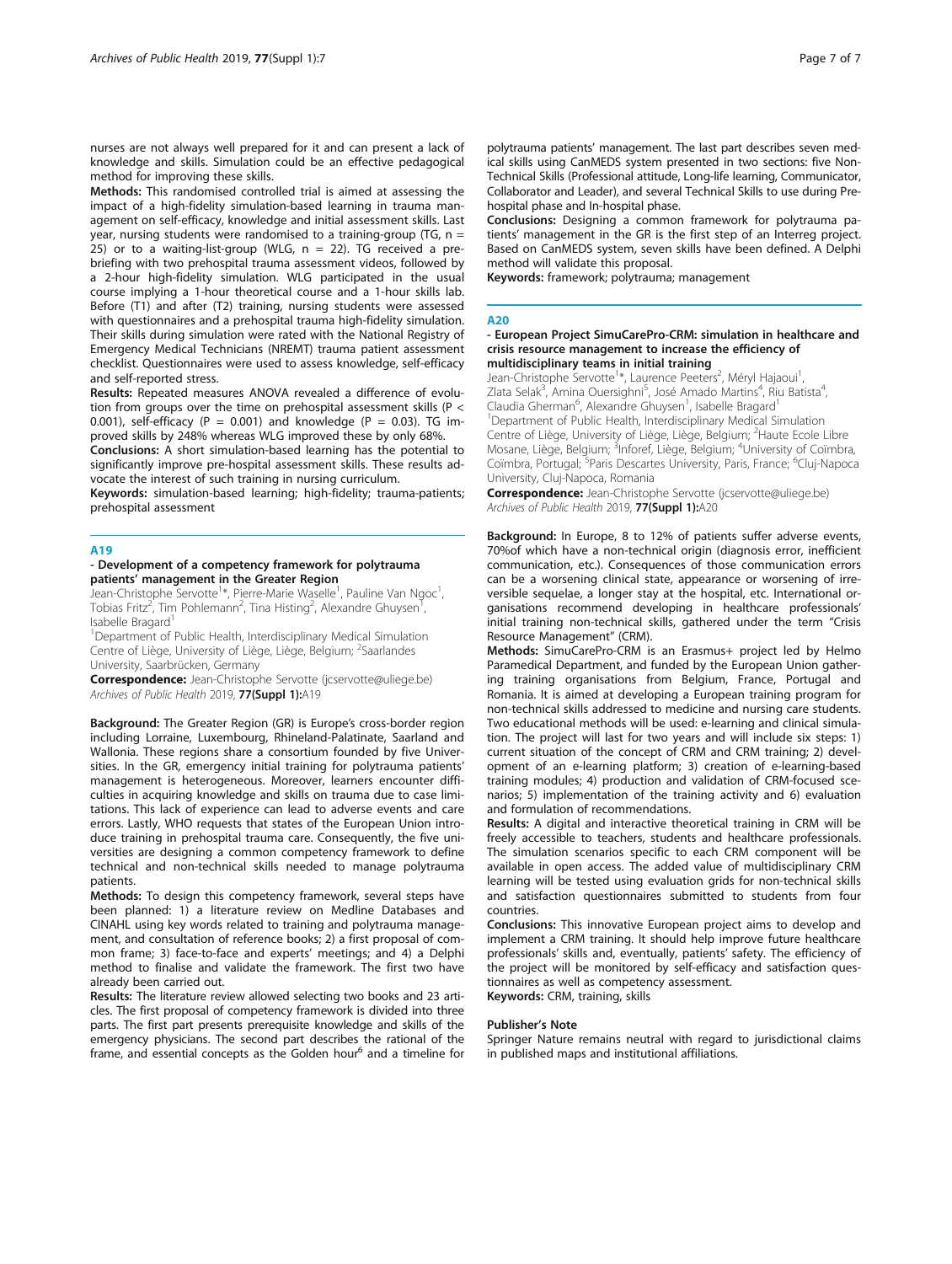nurses are not always well prepared for it and can present a lack of knowledge and skills. Simulation could be an effective pedagogical method for improving these skills.

**Methods:** This randomised controlled trial is aimed at assessing the impact of a high-fidelity simulation-based learning in trauma management on self-efficacy, knowledge and initial assessment skills. Last year, nursing students were randomised to a training-group (TG, n = 25) or to a waiting-list-group (WLG, n = 22). TG received a pre-briefing with two prehospital trauma assessment videos, followed by a 2-hour high-fidelity simulation. WLG participated in the usual course implying a 1-hour theoretical course and a 1-hour skills lab. Before (T1) and after (T2) training, nursing students were assessed with questionnaires and a prehospital trauma high-fidelity simulation. Their skills during simulation were rated with the National Registry of Emergency Medical Technicians (NREMT) trauma patient assessment checklist. Questionnaires were used to assess knowledge, self-efficacy and self-reported stress.

**Results:** Repeated measures ANOVA revealed a difference of evolution from groups over the time on prehospital assessment skills ($P < 0.001$), self-efficacy ($P = 0.001$) and knowledge ($P = 0.03$). TG improved skills by 248% whereas WLG improved these by only 68%.

**Conclusions:** A short simulation-based learning has the potential to significantly improve pre-hospital assessment skills. These results advocate the interest of such training in nursing curriculum.

**Keywords:** simulation-based learning; high-fidelity; trauma-patients; prehospital assessment

## A19

### - Development of a competency framework for polytrauma patients' management in the Greater Region

Jean-Christophe Servotte[1]*, Pierre-Marie Waselle[1], Pauline Van Ngoc[1], Tobias Fritz[2], Tim Pohlemann[2], Tina Histing[2], Alexandre Ghuysen[1], Isabelle Bragard[1]

[1]Department of Public Health, Interdisciplinary Medical Simulation Centre of Liège, University of Liège, Liège, Belgium; [2]Saarlandes University, Saarbrücken, Germany

**Correspondence:** Jean-Christophe Servotte (jcservotte@uliege.be)
*Archives of Public Health* 2019, **77(Suppl 1):**A19

**Background:** The Greater Region (GR) is Europe's cross-border region including Lorraine, Luxembourg, Rhineland-Palatinate, Saarland and Wallonia. These regions share a consortium founded by five Universities. In the GR, emergency initial training for polytrauma patients' management is heterogeneous. Moreover, learners encounter difficulties in acquiring knowledge and skills on trauma due to case limitations. This lack of experience can lead to adverse events and care errors. Lastly, WHO requests that states of the European Union introduce training in prehospital trauma care. Consequently, the five universities are designing a common competency framework to define technical and non-technical skills needed to manage polytrauma patients.

**Methods:** To design this competency framework, several steps have been planned: 1) a literature review on Medline Databases and CINAHL using key words related to training and polytrauma management, and consultation of reference books; 2) a first proposal of common frame; 3) face-to-face and experts' meetings; and 4) a Delphi method to finalise and validate the framework. The first two have already been carried out.

**Results:** The literature review allowed selecting two books and 23 articles. The first proposal of competency framework is divided into three parts. The first part presents prerequisite knowledge and skills of the emergency physicians. The second part describes the rational of the frame, and essential concepts as the Golden hour[6] and a timeline for polytrauma patients' management. The last part describes seven medical skills using CanMEDS system presented in two sections: five Non-Technical Skills (Professional attitude, Long-life learning, Communicator, Collaborator and Leader), and several Technical Skills to use during Pre-hospital phase and In-hospital phase.

**Conclusions:** Designing a common framework for polytrauma patients' management in the GR is the first step of an Interreg project. Based on CanMEDS system, seven skills have been defined. A Delphi method will validate this proposal.

**Keywords:** framework; polytrauma; management

## A20

### - European Project SimuCarePro-CRM: simulation in healthcare and crisis resource management to increase the efficiency of multidisciplinary teams in initial training

Jean-Christophe Servotte[1]*, Laurence Peeters[2], Méryl Hajaoui[1], Zlata Selak[3], Amina Ouersighni[5], José Amado Martins[4], Riu Batista[4], Claudia Gherman[6], Alexandre Ghuysen[1], Isabelle Bragard[1]

[1]Department of Public Health, Interdisciplinary Medical Simulation Centre of Liège, University of Liège, Liège, Belgium; [2]Haute Ecole Libre Mosane, Liège, Belgium; [3]Inforef, Liège, Belgium; [4]University of Coïmbra, Coïmbra, Portugal; [5]Paris Descartes University, Paris, France; [6]Cluj-Napoca University, Cluj-Napoca, Romania

**Correspondence:** Jean-Christophe Servotte (jcservotte@uliege.be)
*Archives of Public Health* 2019, **77(Suppl 1):**A20

**Background:** In Europe, 8 to 12% of patients suffer adverse events, 70%of which have a non-technical origin (diagnosis error, inefficient communication, etc.). Consequences of those communication errors can be a worsening clinical state, appearance or worsening of irreversible sequelae, a longer stay at the hospital, etc. International organisations recommend developing in healthcare professionals' initial training non-technical skills, gathered under the term "Crisis Resource Management" (CRM).

**Methods:** SimuCarePro-CRM is an Erasmus+ project led by Helmo Paramedical Department, and funded by the European Union gathering training organisations from Belgium, France, Portugal and Romania. It is aimed at developing a European training program for non-technical skills addressed to medicine and nursing care students. Two educational methods will be used: e-learning and clinical simulation. The project will last for two years and will include six steps: 1) current situation of the concept of CRM and CRM training; 2) development of an e-learning platform; 3) creation of e-learning-based training modules; 4) production and validation of CRM-focused scenarios; 5) implementation of the training activity and 6) evaluation and formulation of recommendations.

**Results:** A digital and interactive theoretical training in CRM will be freely accessible to teachers, students and healthcare professionals. The simulation scenarios specific to each CRM component will be available in open access. The added value of multidisciplinary CRM learning will be tested using evaluation grids for non-technical skills and satisfaction questionnaires submitted to students from four countries.

**Conclusions:** This innovative European project aims to develop and implement a CRM training. It should help improve future healthcare professionals' skills and, eventually, patients' safety. The efficiency of the project will be monitored by self-efficacy and satisfaction questionnaires as well as competency assessment.

**Keywords:** CRM, training, skills

#### Publisher's Note

Springer Nature remains neutral with regard to jurisdictional claims in published maps and institutional affiliations.